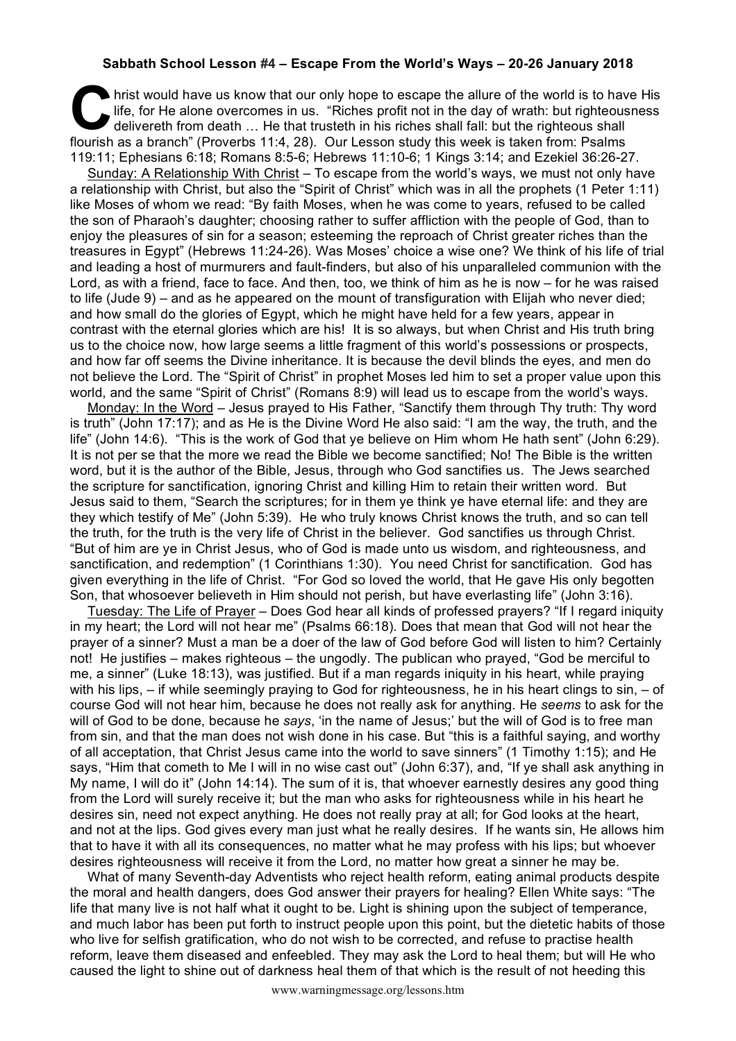**Sabbath School Lesson #4 – Escape From the World's Ways – 20-26 January 2018**

Christ would have us know that our only hope to escape the allure of the world is to have His life, for He alone overcomes in us. "Riches profit not in the day of wrath: but righteousness delivereth from death … He that trusteth in his riches shall fall: but the righteous shall flourish as a branch" (Proverbs 11:4, 28). Our Lesson study this week is taken from: Psalms 119:11; Ephesians 6:18; Romans 8:5-6; Hebrews 11:10-6; 1 Kings 3:14; and Ezekiel 36:26-27.

Sunday: A Relationship With Christ – To escape from the world's ways, we must not only have a relationship with Christ, but also the "Spirit of Christ" which was in all the prophets (1 Peter 1:11) like Moses of whom we read: "By faith Moses, when he was come to years, refused to be called the son of Pharaoh's daughter; choosing rather to suffer affliction with the people of God, than to enjoy the pleasures of sin for a season; esteeming the reproach of Christ greater riches than the treasures in Egypt" (Hebrews 11:24-26). Was Moses' choice a wise one? We think of his life of trial and leading a host of murmurers and fault-finders, but also of his unparalleled communion with the Lord, as with a friend, face to face. And then, too, we think of him as he is now – for he was raised to life (Jude 9) – and as he appeared on the mount of transfiguration with Elijah who never died; and how small do the glories of Egypt, which he might have held for a few years, appear in contrast with the eternal glories which are his! It is so always, but when Christ and His truth bring us to the choice now, how large seems a little fragment of this world's possessions or prospects, and how far off seems the Divine inheritance. It is because the devil blinds the eyes, and men do not believe the Lord. The "Spirit of Christ" in prophet Moses led him to set a proper value upon this world, and the same "Spirit of Christ" (Romans 8:9) will lead us to escape from the world's ways.

Monday: In the Word – Jesus prayed to His Father, "Sanctify them through Thy truth: Thy word is truth" (John 17:17); and as He is the Divine Word He also said: "I am the way, the truth, and the life" (John 14:6). "This is the work of God that ye believe on Him whom He hath sent" (John 6:29). It is not per se that the more we read the Bible we become sanctified; No! The Bible is the written word, but it is the author of the Bible, Jesus, through who God sanctifies us. The Jews searched the scripture for sanctification, ignoring Christ and killing Him to retain their written word. But Jesus said to them, "Search the scriptures; for in them ye think ye have eternal life: and they are they which testify of Me" (John 5:39). He who truly knows Christ knows the truth, and so can tell the truth, for the truth is the very life of Christ in the believer. God sanctifies us through Christ. "But of him are ye in Christ Jesus, who of God is made unto us wisdom, and righteousness, and sanctification, and redemption" (1 Corinthians 1:30). You need Christ for sanctification. God has given everything in the life of Christ. "For God so loved the world, that He gave His only begotten Son, that whosoever believeth in Him should not perish, but have everlasting life" (John 3:16).

Tuesday: The Life of Prayer – Does God hear all kinds of professed prayers? "If I regard iniquity in my heart; the Lord will not hear me" (Psalms 66:18). Does that mean that God will not hear the prayer of a sinner? Must a man be a doer of the law of God before God will listen to him? Certainly not! He justifies – makes righteous – the ungodly. The publican who prayed, "God be merciful to me, a sinner" (Luke 18:13), was justified. But if a man regards iniquity in his heart, while praying with his lips, – if while seemingly praying to God for righteousness, he in his heart clings to sin, – of course God will not hear him, because he does not really ask for anything. He *seems* to ask for the will of God to be done, because he *says*, 'in the name of Jesus;' but the will of God is to free man from sin, and that the man does not wish done in his case. But "this is a faithful saying, and worthy of all acceptation, that Christ Jesus came into the world to save sinners" (1 Timothy 1:15); and He says, "Him that cometh to Me I will in no wise cast out" (John 6:37), and, "If ye shall ask anything in My name, I will do it" (John 14:14). The sum of it is, that whoever earnestly desires any good thing from the Lord will surely receive it; but the man who asks for righteousness while in his heart he desires sin, need not expect anything. He does not really pray at all; for God looks at the heart, and not at the lips. God gives every man just what he really desires. If he wants sin, He allows him that to have it with all its consequences, no matter what he may profess with his lips; but whoever desires righteousness will receive it from the Lord, no matter how great a sinner he may be.

What of many Seventh-day Adventists who reject health reform, eating animal products despite the moral and health dangers, does God answer their prayers for healing? Ellen White says: "The life that many live is not half what it ought to be. Light is shining upon the subject of temperance, and much labor has been put forth to instruct people upon this point, but the dietetic habits of those who live for selfish gratification, who do not wish to be corrected, and refuse to practise health reform, leave them diseased and enfeebled. They may ask the Lord to heal them; but will He who caused the light to shine out of darkness heal them of that which is the result of not heeding this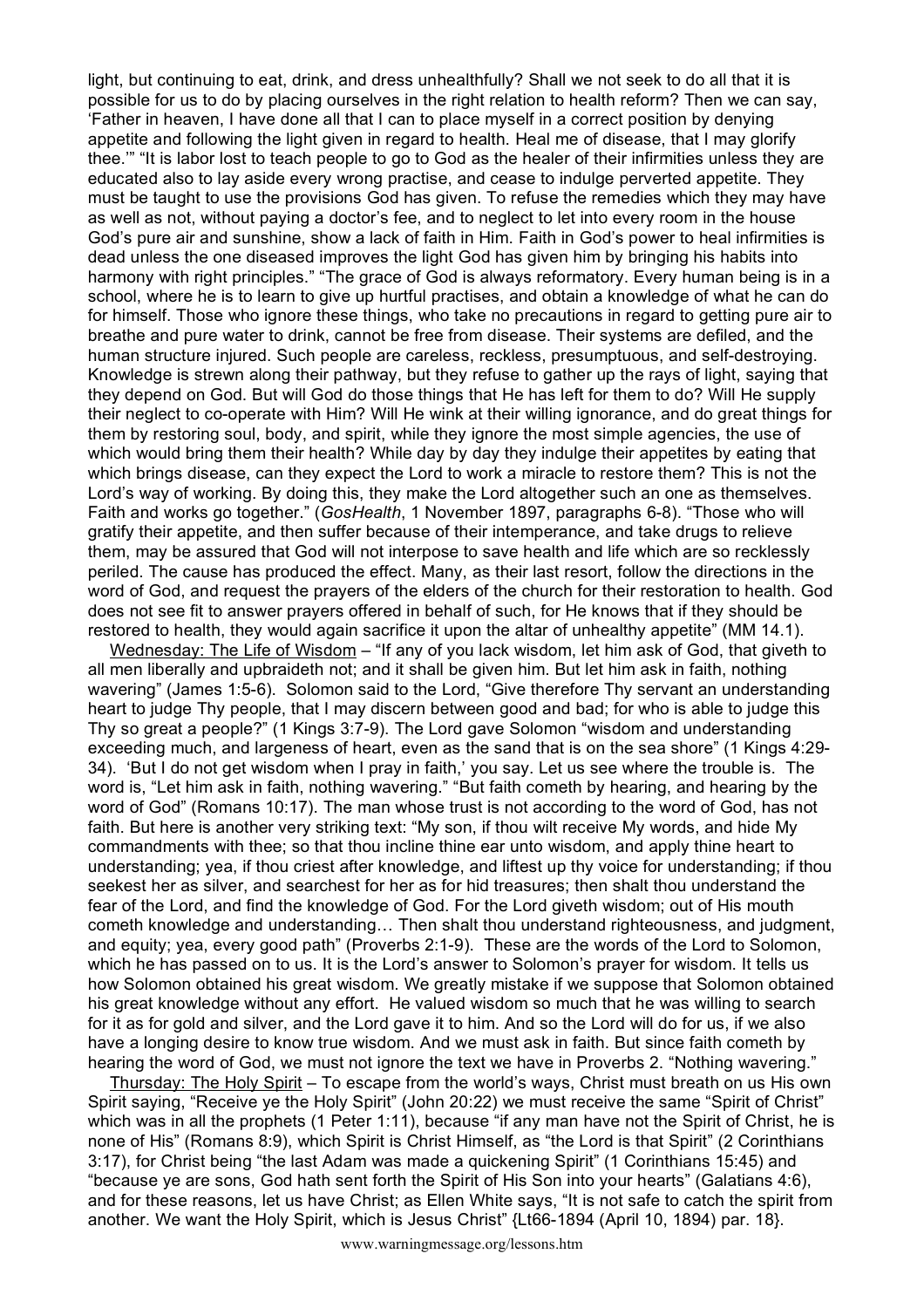light, but continuing to eat, drink, and dress unhealthfully? Shall we not seek to do all that it is possible for us to do by placing ourselves in the right relation to health reform? Then we can say, 'Father in heaven, I have done all that I can to place myself in a correct position by denying appetite and following the light given in regard to health. Heal me of disease, that I may glorify thee.'" "It is labor lost to teach people to go to God as the healer of their infirmities unless they are educated also to lay aside every wrong practise, and cease to indulge perverted appetite. They must be taught to use the provisions God has given. To refuse the remedies which they may have as well as not, without paying a doctor's fee, and to neglect to let into every room in the house God's pure air and sunshine, show a lack of faith in Him. Faith in God's power to heal infirmities is dead unless the one diseased improves the light God has given him by bringing his habits into harmony with right principles." "The grace of God is always reformatory. Every human being is in a school, where he is to learn to give up hurtful practises, and obtain a knowledge of what he can do for himself. Those who ignore these things, who take no precautions in regard to getting pure air to breathe and pure water to drink, cannot be free from disease. Their systems are defiled, and the human structure injured. Such people are careless, reckless, presumptuous, and self-destroying. Knowledge is strewn along their pathway, but they refuse to gather up the rays of light, saying that they depend on God. But will God do those things that He has left for them to do? Will He supply their neglect to co-operate with Him? Will He wink at their willing ignorance, and do great things for them by restoring soul, body, and spirit, while they ignore the most simple agencies, the use of which would bring them their health? While day by day they indulge their appetites by eating that which brings disease, can they expect the Lord to work a miracle to restore them? This is not the Lord's way of working. By doing this, they make the Lord altogether such an one as themselves. Faith and works go together." (*GosHealth*, 1 November 1897, paragraphs 6-8). "Those who will gratify their appetite, and then suffer because of their intemperance, and take drugs to relieve them, may be assured that God will not interpose to save health and life which are so recklessly periled. The cause has produced the effect. Many, as their last resort, follow the directions in the word of God, and request the prayers of the elders of the church for their restoration to health. God does not see fit to answer prayers offered in behalf of such, for He knows that if they should be restored to health, they would again sacrifice it upon the altar of unhealthy appetite" (MM 14.1).

Wednesday: The Life of Wisdom – "If any of you lack wisdom, let him ask of God, that giveth to all men liberally and upbraideth not; and it shall be given him. But let him ask in faith, nothing wavering" (James 1:5-6). Solomon said to the Lord, "Give therefore Thy servant an understanding heart to judge Thy people, that I may discern between good and bad; for who is able to judge this Thy so great a people?" (1 Kings 3:7-9). The Lord gave Solomon "wisdom and understanding exceeding much, and largeness of heart, even as the sand that is on the sea shore" (1 Kings 4:29-34). 'But I do not get wisdom when I pray in faith,' you say. Let us see where the trouble is. The word is, "Let him ask in faith, nothing wavering." "But faith cometh by hearing, and hearing by the word of God" (Romans 10:17). The man whose trust is not according to the word of God, has not faith. But here is another very striking text: "My son, if thou wilt receive My words, and hide My commandments with thee; so that thou incline thine ear unto wisdom, and apply thine heart to understanding; yea, if thou criest after knowledge, and liftest up thy voice for understanding; if thou seekest her as silver, and searchest for her as for hid treasures; then shalt thou understand the fear of the Lord, and find the knowledge of God. For the Lord giveth wisdom; out of His mouth cometh knowledge and understanding… Then shalt thou understand righteousness, and judgment, and equity; yea, every good path" (Proverbs 2:1-9). These are the words of the Lord to Solomon, which he has passed on to us. It is the Lord's answer to Solomon's prayer for wisdom. It tells us how Solomon obtained his great wisdom. We greatly mistake if we suppose that Solomon obtained his great knowledge without any effort. He valued wisdom so much that he was willing to search for it as for gold and silver, and the Lord gave it to him. And so the Lord will do for us, if we also have a longing desire to know true wisdom. And we must ask in faith. But since faith cometh by hearing the word of God, we must not ignore the text we have in Proverbs 2. "Nothing wavering."

Thursday: The Holy Spirit – To escape from the world's ways, Christ must breath on us His own Spirit saying, "Receive ye the Holy Spirit" (John 20:22) we must receive the same "Spirit of Christ" which was in all the prophets (1 Peter 1:11), because "if any man have not the Spirit of Christ, he is none of His" (Romans 8:9), which Spirit is Christ Himself, as "the Lord is that Spirit" (2 Corinthians 3:17), for Christ being "the last Adam was made a quickening Spirit" (1 Corinthians 15:45) and "because ye are sons, God hath sent forth the Spirit of His Son into your hearts" (Galatians 4:6), and for these reasons, let us have Christ; as Ellen White says, "It is not safe to catch the spirit from another. We want the Holy Spirit, which is Jesus Christ" {Lt66-1894 (April 10, 1894) par. 18}.

www.warningmessage.org/lessons.htm